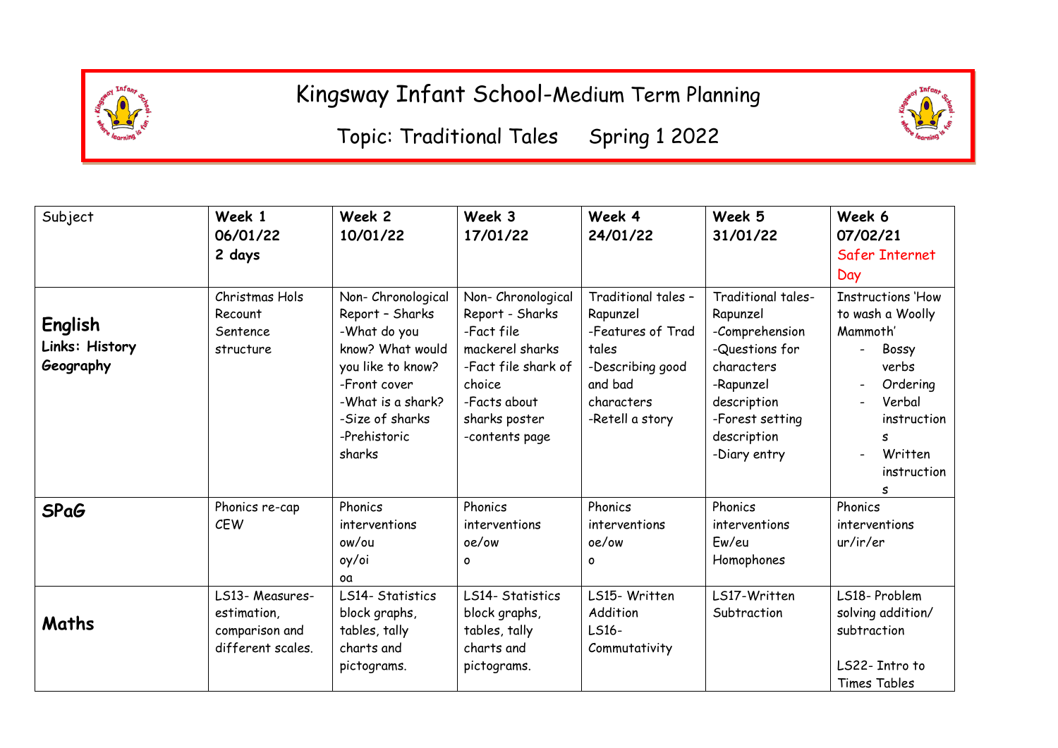# Kingsway Infant School-Medium Term Planning

## Topic: Traditional Tales Spring 1 2022

| Subject | **Week 1**<br>**06/01/22**<br>**2 days** | **Week 2**<br>**10/01/22** | **Week 3**<br>**17/01/22** | **Week 4**<br>**24/01/22** | **Week 5**<br>**31/01/22** | **Week 6**<br>**07/02/21**<br>Safer Internet Day |
|---|---|---|---|---|---|---|
| **English**<br>**Links: History Geography** | Christmas Hols Recount<br>Sentence structure | Non- Chronological Report – Sharks<br>-What do you know? What would you like to know?<br>-Front cover<br>-What is a shark?<br>-Size of sharks<br>-Prehistoric sharks | Non- Chronological Report - Sharks<br>-Fact file mackerel sharks<br>-Fact file shark of choice<br>-Facts about sharks poster<br>-contents page | Traditional tales – Rapunzel<br>-Features of Trad tales<br>-Describing good and bad characters<br>-Retell a story | Traditional tales- Rapunzel<br>-Comprehension<br>-Questions for characters<br>-Rapunzel description<br>-Forest setting description<br>-Diary entry | Instructions 'How to wash a Woolly Mammoth'<br>- Bossy verbs<br>- Ordering<br>- Verbal instructions<br>- Written instructions |
| **SPaG** | Phonics re-cap<br>CEW | Phonics interventions<br>ow/ou<br>oy/oi<br>oa | Phonics interventions<br>oe/ow<br>o | Phonics interventions<br>oe/ow<br>o | Phonics interventions<br>Ew/eu<br>Homophones | Phonics interventions<br>ur/ir/er |
| **Maths** | LS13- Measures- estimation, comparison and different scales. | LS14- Statistics block graphs, tables, tally charts and pictograms. | LS14- Statistics block graphs, tables, tally charts and pictograms. | LS15- Written Addition<br>LS16- Commutativity | LS17-Written Subtraction | LS18- Problem solving addition/ subtraction<br><br>LS22- Intro to Times Tables |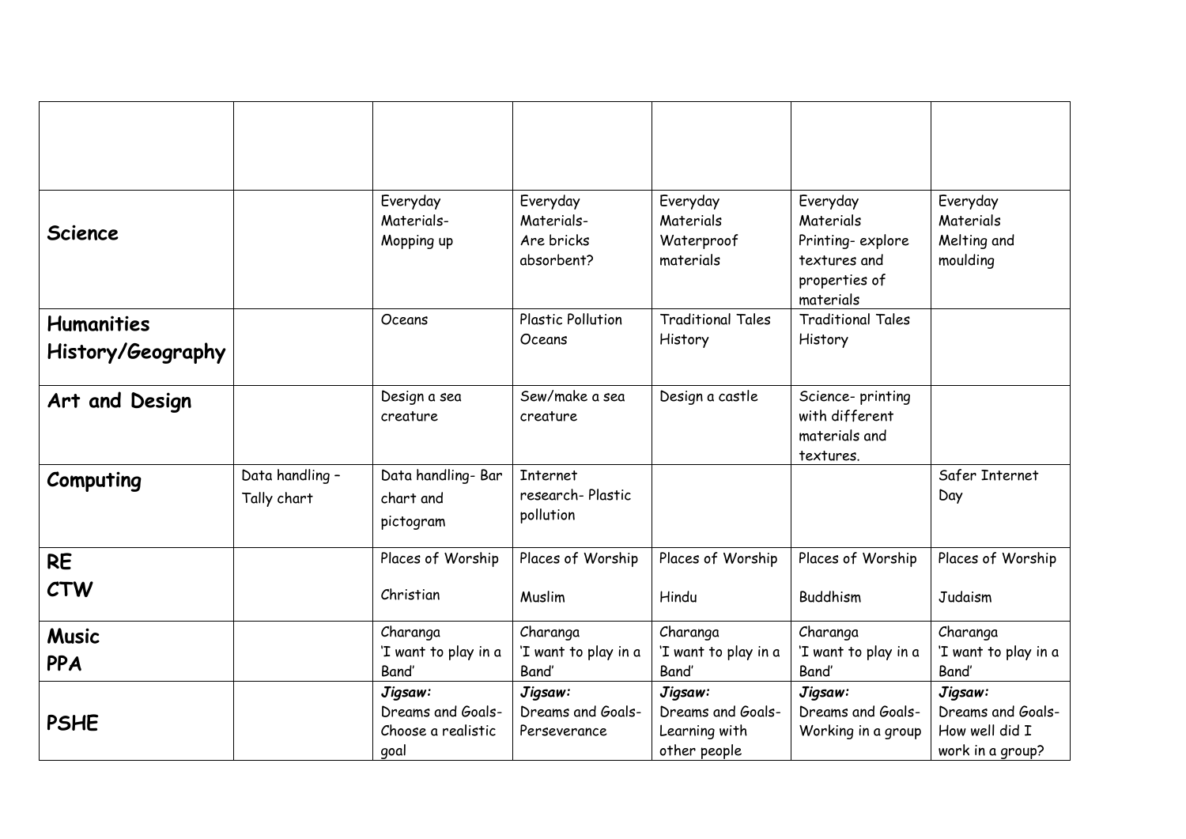| | | | | | | |
|---|---|---|---|---|---|---|
| **Science** | | Everyday Materials- Mopping up | Everyday Materials- Are bricks absorbent? | Everyday Materials Waterproof materials | Everyday Materials Printing- explore textures and properties of materials | Everyday Materials Melting and moulding |
| **Humanities History/Geography** | | Oceans | Plastic Pollution Oceans | Traditional Tales History | Traditional Tales History | |
| **Art and Design** | | Design a sea creature | Sew/make a sea creature | Design a castle | Science- printing with different materials and textures. | |
| **Computing** | Data handling – Tally chart | Data handling- Bar chart and pictogram | Internet research- Plastic pollution | | | Safer Internet Day |
| **RE CTW** | | Places of Worship Christian | Places of Worship Muslim | Places of Worship Hindu | Places of Worship Buddhism | Places of Worship Judaism |
| **Music PPA** | | Charanga 'I want to play in a Band' | Charanga 'I want to play in a Band' | Charanga 'I want to play in a Band' | Charanga 'I want to play in a Band' | Charanga 'I want to play in a Band' |
| **PSHE** | | ***Jigsaw:*** Dreams and Goals- Choose a realistic goal | ***Jigsaw:*** Dreams and Goals- Perseverance | ***Jigsaw:*** Dreams and Goals- Learning with other people | ***Jigsaw:*** Dreams and Goals- Working in a group | ***Jigsaw:*** Dreams and Goals- How well did I work in a group? |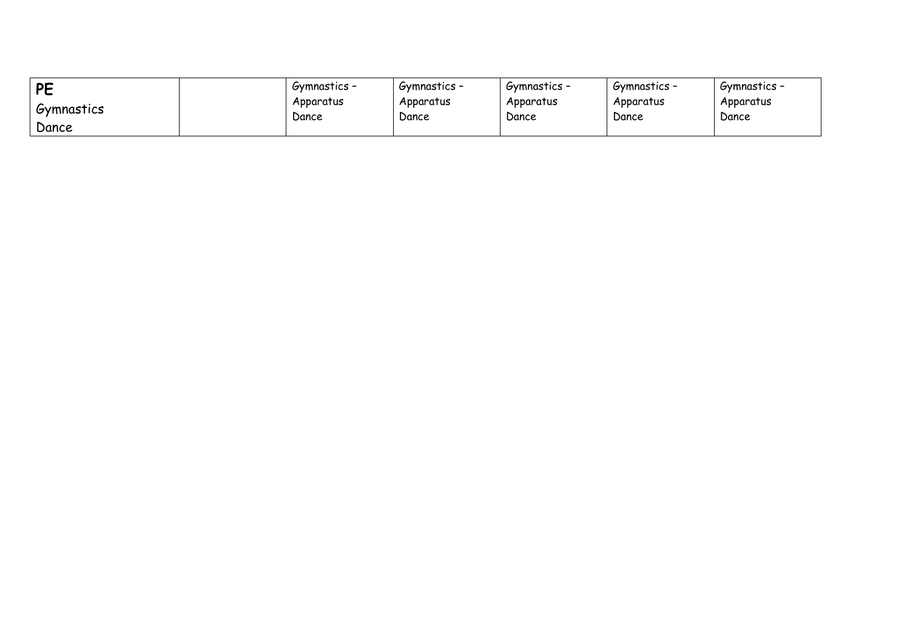| | | | | | | |
|---|---|---|---|---|---|---|
| **PE**<br>Gymnastics<br>Dance | | Gymnastics – Apparatus<br>Dance | Gymnastics – Apparatus<br>Dance | Gymnastics – Apparatus<br>Dance | Gymnastics – Apparatus<br>Dance | Gymnastics – Apparatus<br>Dance |